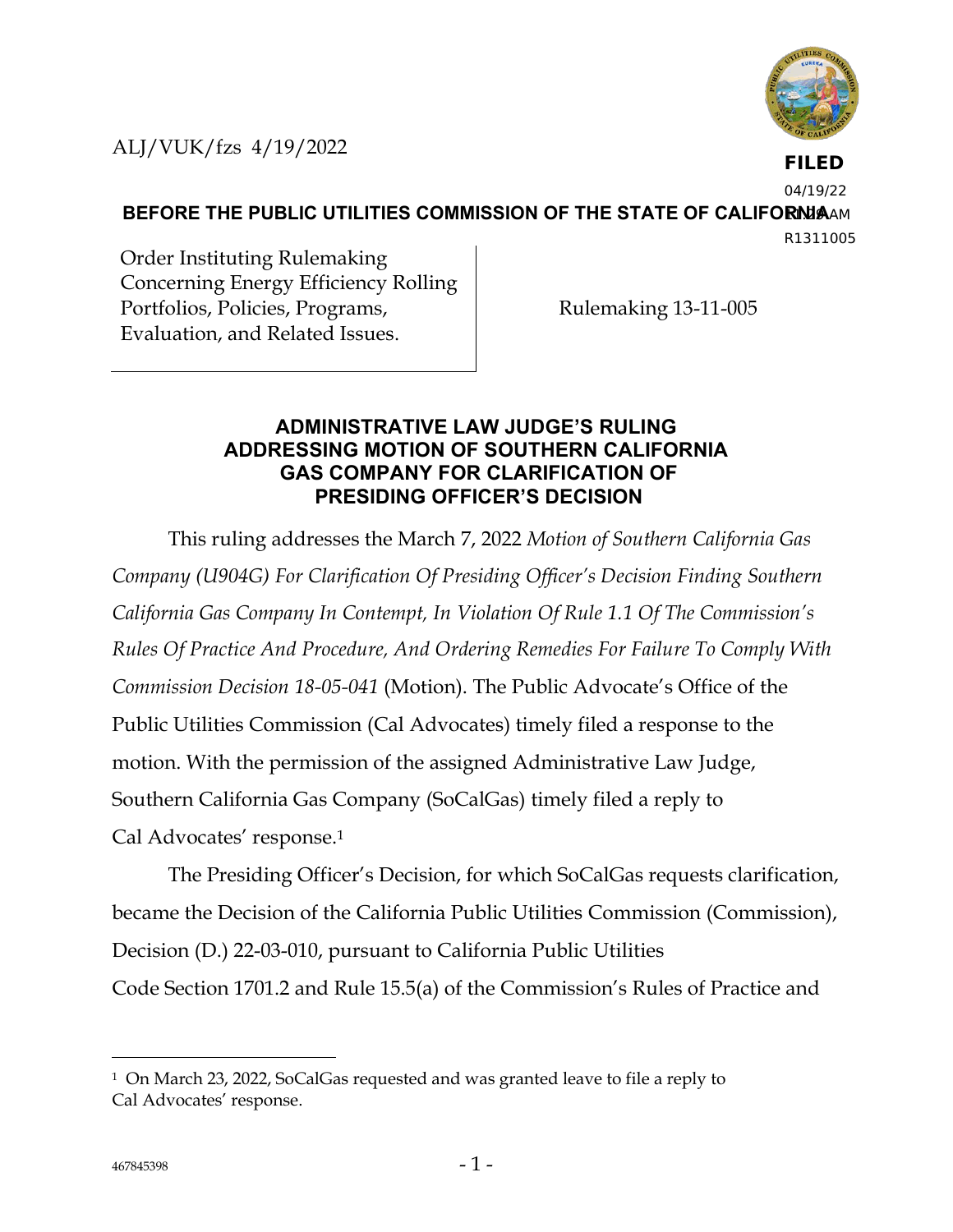ALJ/VUK/fzs 4/19/2022

**FILED**
04/19/22
11:29 AM
R1311005

**BEFORE THE PUBLIC UTILITIES COMMISSION OF THE STATE OF CALIFORNIA**

| Order Instituting Rulemaking Concerning Energy Efficiency Rolling Portfolios, Policies, Programs, Evaluation, and Related Issues. | Rulemaking 13-11-005 |
|---|---|

## ADMINISTRATIVE LAW JUDGE'S RULING ADDRESSING MOTION OF SOUTHERN CALIFORNIA GAS COMPANY FOR CLARIFICATION OF PRESIDING OFFICER'S DECISION

This ruling addresses the March 7, 2022 *Motion of Southern California Gas Company (U904G) For Clarification Of Presiding Officer's Decision Finding Southern California Gas Company In Contempt, In Violation Of Rule 1.1 Of The Commission's Rules Of Practice And Procedure, And Ordering Remedies For Failure To Comply With Commission Decision 18-05-041* (Motion). The Public Advocate's Office of the Public Utilities Commission (Cal Advocates) timely filed a response to the motion. With the permission of the assigned Administrative Law Judge, Southern California Gas Company (SoCalGas) timely filed a reply to Cal Advocates' response.[1]

The Presiding Officer's Decision, for which SoCalGas requests clarification, became the Decision of the California Public Utilities Commission (Commission), Decision (D.) 22-03-010, pursuant to California Public Utilities Code Section 1701.2 and Rule 15.5(a) of the Commission's Rules of Practice and

---

[1] On March 23, 2022, SoCalGas requested and was granted leave to file a reply to Cal Advocates' response.

467845398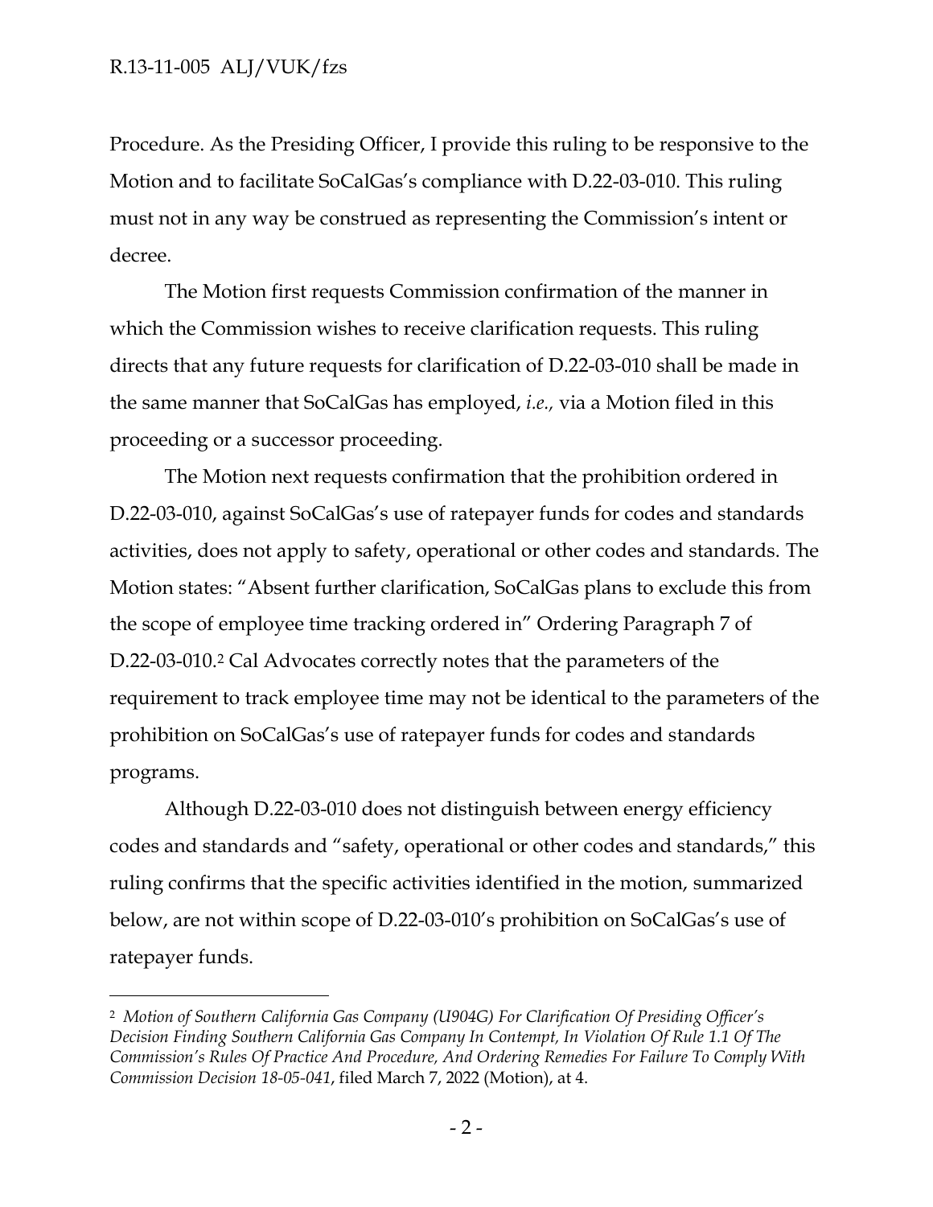Procedure. As the Presiding Officer, I provide this ruling to be responsive to the Motion and to facilitate SoCalGas's compliance with D.22-03-010. This ruling must not in any way be construed as representing the Commission's intent or decree.

The Motion first requests Commission confirmation of the manner in which the Commission wishes to receive clarification requests. This ruling directs that any future requests for clarification of D.22-03-010 shall be made in the same manner that SoCalGas has employed, *i.e.,* via a Motion filed in this proceeding or a successor proceeding.

The Motion next requests confirmation that the prohibition ordered in D.22-03-010, against SoCalGas's use of ratepayer funds for codes and standards activities, does not apply to safety, operational or other codes and standards. The Motion states: "Absent further clarification, SoCalGas plans to exclude this from the scope of employee time tracking ordered in" Ordering Paragraph 7 of D.22-03-010.[2] Cal Advocates correctly notes that the parameters of the requirement to track employee time may not be identical to the parameters of the prohibition on SoCalGas's use of ratepayer funds for codes and standards programs.

Although D.22-03-010 does not distinguish between energy efficiency codes and standards and "safety, operational or other codes and standards," this ruling confirms that the specific activities identified in the motion, summarized below, are not within scope of D.22-03-010's prohibition on SoCalGas's use of ratepayer funds.

---

[2] *Motion of Southern California Gas Company (U904G) For Clarification Of Presiding Officer's Decision Finding Southern California Gas Company In Contempt, In Violation Of Rule 1.1 Of The Commission's Rules Of Practice And Procedure, And Ordering Remedies For Failure To Comply With Commission Decision 18-05-041*, filed March 7, 2022 (Motion), at 4.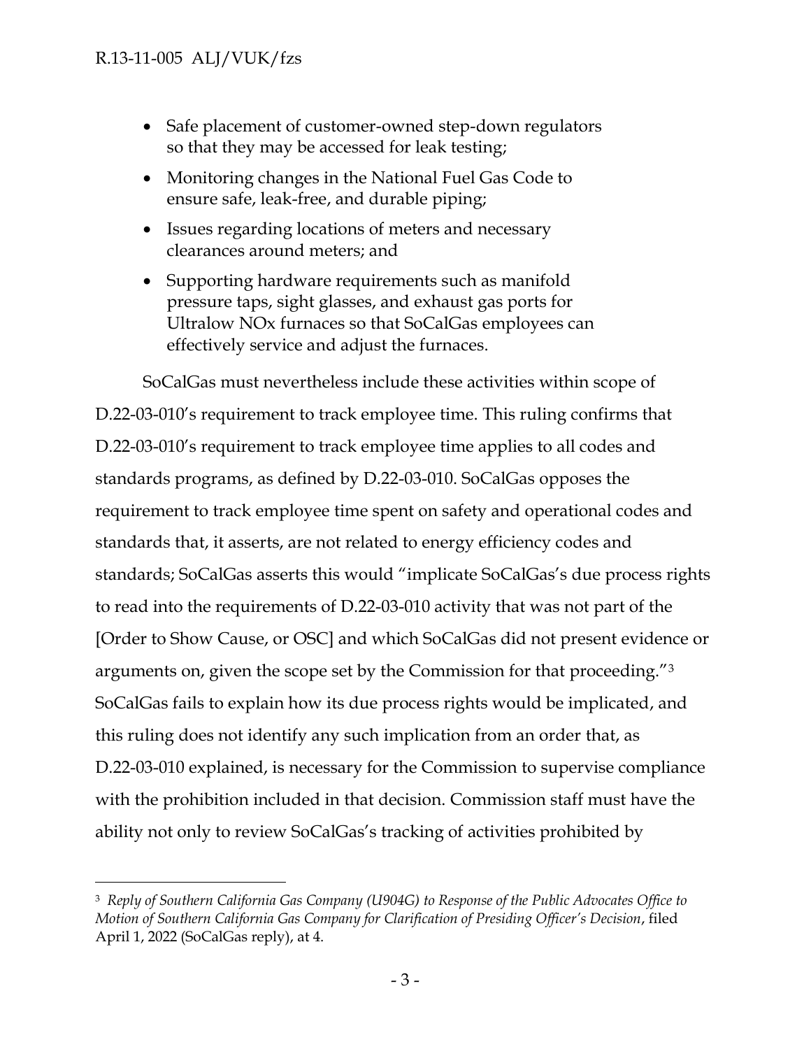- Safe placement of customer-owned step-down regulators so that they may be accessed for leak testing;
- Monitoring changes in the National Fuel Gas Code to ensure safe, leak-free, and durable piping;
- Issues regarding locations of meters and necessary clearances around meters; and
- Supporting hardware requirements such as manifold pressure taps, sight glasses, and exhaust gas ports for Ultralow NOx furnaces so that SoCalGas employees can effectively service and adjust the furnaces.

SoCalGas must nevertheless include these activities within scope of D.22-03-010's requirement to track employee time. This ruling confirms that D.22-03-010's requirement to track employee time applies to all codes and standards programs, as defined by D.22-03-010. SoCalGas opposes the requirement to track employee time spent on safety and operational codes and standards that, it asserts, are not related to energy efficiency codes and standards; SoCalGas asserts this would "implicate SoCalGas's due process rights to read into the requirements of D.22-03-010 activity that was not part of the [Order to Show Cause, or OSC] and which SoCalGas did not present evidence or arguments on, given the scope set by the Commission for that proceeding."[3] SoCalGas fails to explain how its due process rights would be implicated, and this ruling does not identify any such implication from an order that, as D.22-03-010 explained, is necessary for the Commission to supervise compliance with the prohibition included in that decision. Commission staff must have the ability not only to review SoCalGas's tracking of activities prohibited by

---

[3] *Reply of Southern California Gas Company (U904G) to Response of the Public Advocates Office to Motion of Southern California Gas Company for Clarification of Presiding Officer's Decision*, filed April 1, 2022 (SoCalGas reply), at 4.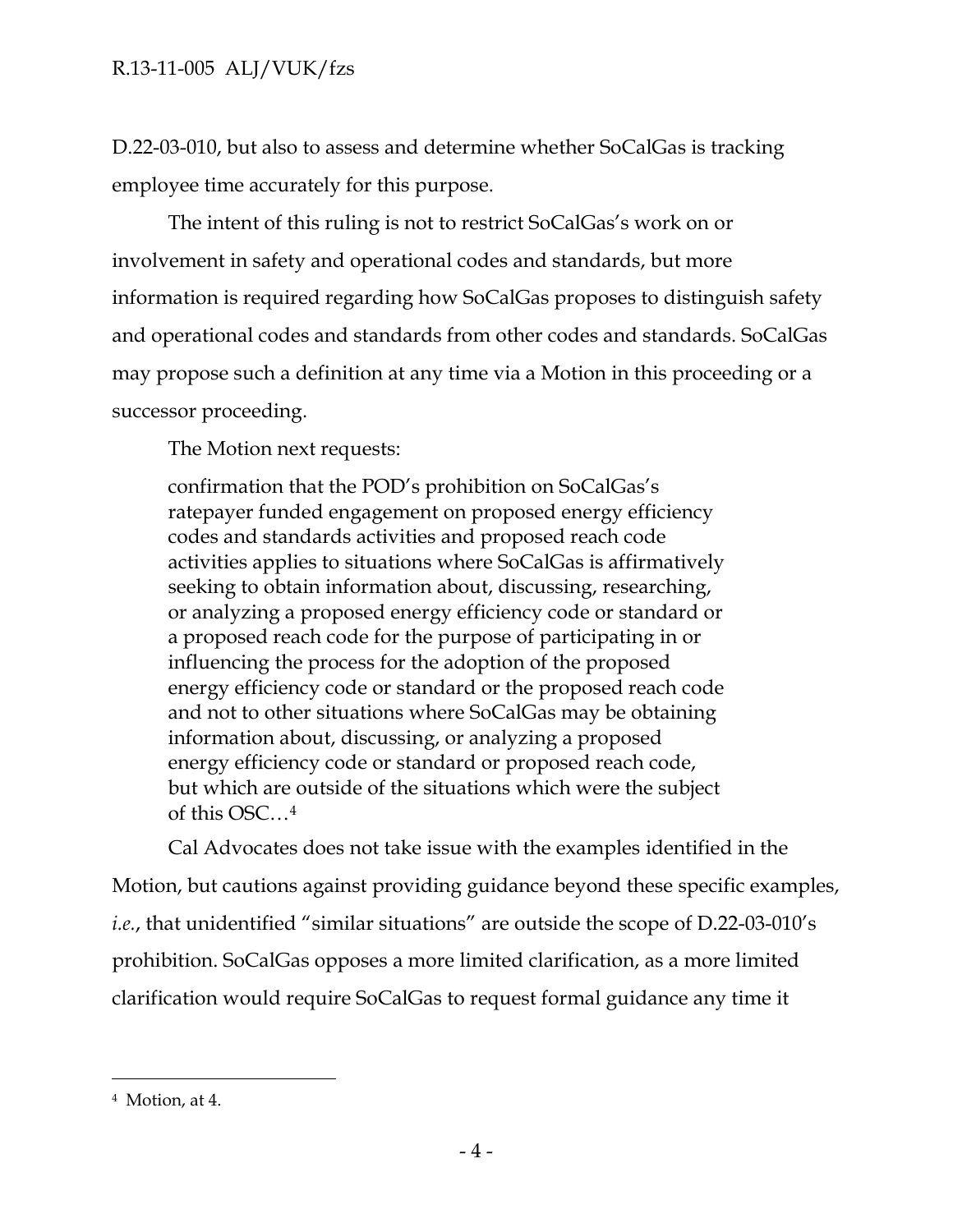D.22-03-010, but also to assess and determine whether SoCalGas is tracking employee time accurately for this purpose.

The intent of this ruling is not to restrict SoCalGas's work on or involvement in safety and operational codes and standards, but more information is required regarding how SoCalGas proposes to distinguish safety and operational codes and standards from other codes and standards. SoCalGas may propose such a definition at any time via a Motion in this proceeding or a successor proceeding.

The Motion next requests:

> confirmation that the POD's prohibition on SoCalGas's ratepayer funded engagement on proposed energy efficiency codes and standards activities and proposed reach code activities applies to situations where SoCalGas is affirmatively seeking to obtain information about, discussing, researching, or analyzing a proposed energy efficiency code or standard or a proposed reach code for the purpose of participating in or influencing the process for the adoption of the proposed energy efficiency code or standard or the proposed reach code and not to other situations where SoCalGas may be obtaining information about, discussing, or analyzing a proposed energy efficiency code or standard or proposed reach code, but which are outside of the situations which were the subject of this OSC…[4]

Cal Advocates does not take issue with the examples identified in the Motion, but cautions against providing guidance beyond these specific examples, *i.e.*, that unidentified "similar situations" are outside the scope of D.22-03-010's prohibition. SoCalGas opposes a more limited clarification, as a more limited clarification would require SoCalGas to request formal guidance any time it

---

[4] Motion, at 4.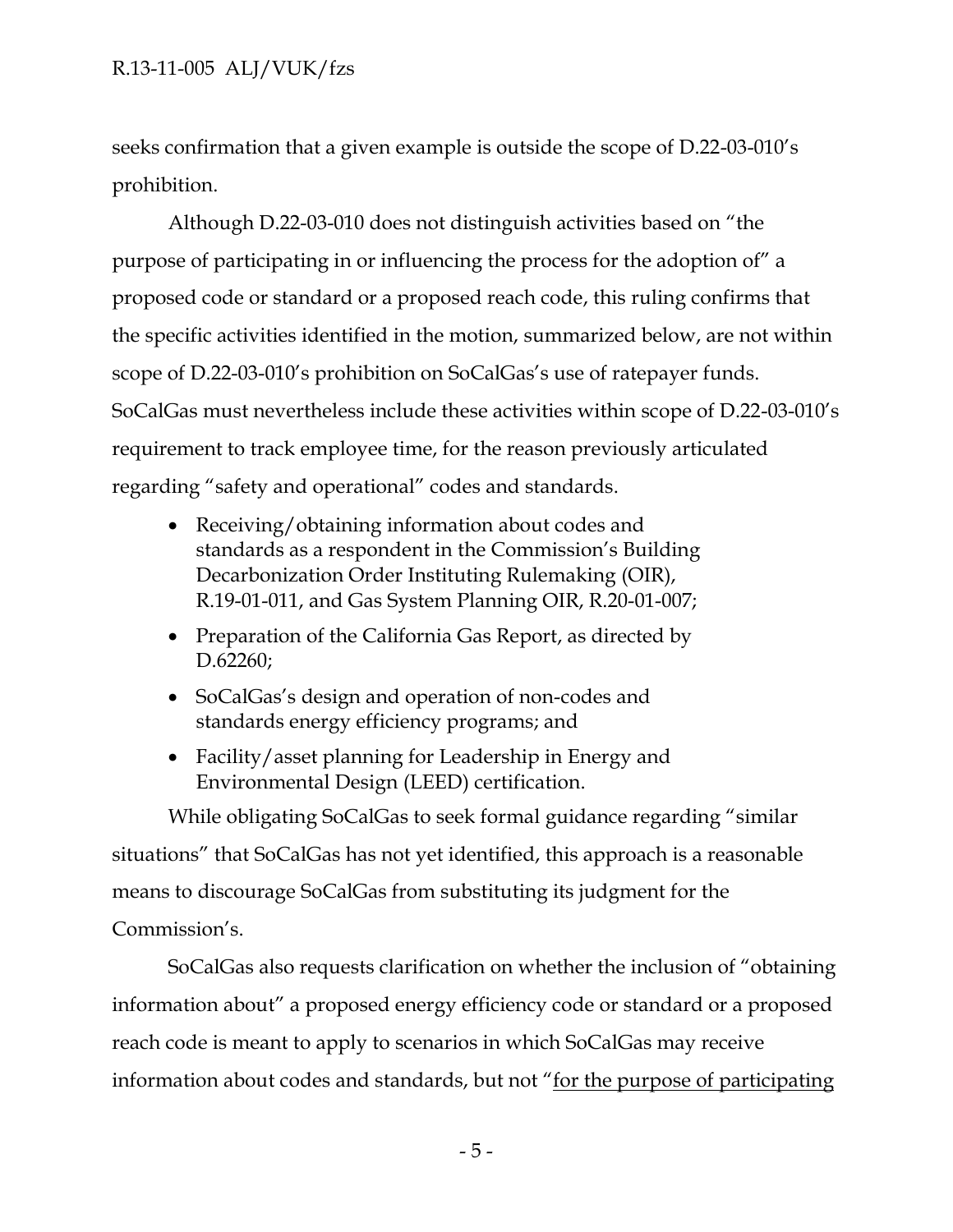seeks confirmation that a given example is outside the scope of D.22-03-010's prohibition.

Although D.22-03-010 does not distinguish activities based on "the purpose of participating in or influencing the process for the adoption of" a proposed code or standard or a proposed reach code, this ruling confirms that the specific activities identified in the motion, summarized below, are not within scope of D.22-03-010's prohibition on SoCalGas's use of ratepayer funds. SoCalGas must nevertheless include these activities within scope of D.22-03-010's requirement to track employee time, for the reason previously articulated regarding "safety and operational" codes and standards.

- Receiving/obtaining information about codes and standards as a respondent in the Commission's Building Decarbonization Order Instituting Rulemaking (OIR), R.19-01-011, and Gas System Planning OIR, R.20-01-007;
- Preparation of the California Gas Report, as directed by D.62260;
- SoCalGas's design and operation of non-codes and standards energy efficiency programs; and
- Facility/asset planning for Leadership in Energy and Environmental Design (LEED) certification.

While obligating SoCalGas to seek formal guidance regarding "similar situations" that SoCalGas has not yet identified, this approach is a reasonable means to discourage SoCalGas from substituting its judgment for the Commission's.

SoCalGas also requests clarification on whether the inclusion of "obtaining information about" a proposed energy efficiency code or standard or a proposed reach code is meant to apply to scenarios in which SoCalGas may receive information about codes and standards, but not "<u>for the purpose of participating</u>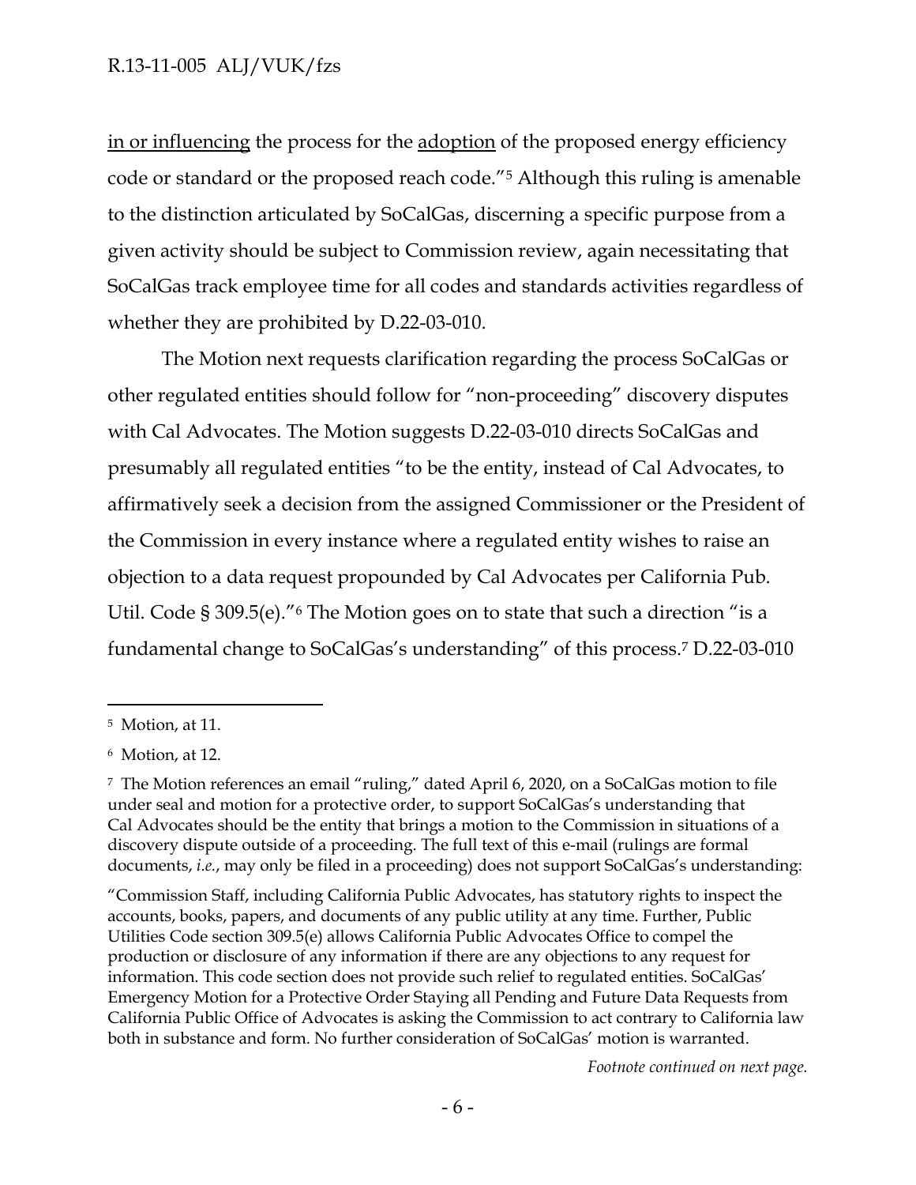in or influencing the process for the adoption of the proposed energy efficiency code or standard or the proposed reach code."[5] Although this ruling is amenable to the distinction articulated by SoCalGas, discerning a specific purpose from a given activity should be subject to Commission review, again necessitating that SoCalGas track employee time for all codes and standards activities regardless of whether they are prohibited by D.22-03-010.

The Motion next requests clarification regarding the process SoCalGas or other regulated entities should follow for "non-proceeding" discovery disputes with Cal Advocates. The Motion suggests D.22-03-010 directs SoCalGas and presumably all regulated entities "to be the entity, instead of Cal Advocates, to affirmatively seek a decision from the assigned Commissioner or the President of the Commission in every instance where a regulated entity wishes to raise an objection to a data request propounded by Cal Advocates per California Pub. Util. Code § 309.5(e)."[6] The Motion goes on to state that such a direction "is a fundamental change to SoCalGas's understanding" of this process.[7] D.22-03-010

---

[5] Motion, at 11.

[6] Motion, at 12.

[7] The Motion references an email "ruling," dated April 6, 2020, on a SoCalGas motion to file under seal and motion for a protective order, to support SoCalGas's understanding that Cal Advocates should be the entity that brings a motion to the Commission in situations of a discovery dispute outside of a proceeding. The full text of this e-mail (rulings are formal documents, *i.e.*, may only be filed in a proceeding) does not support SoCalGas's understanding:

"Commission Staff, including California Public Advocates, has statutory rights to inspect the accounts, books, papers, and documents of any public utility at any time. Further, Public Utilities Code section 309.5(e) allows California Public Advocates Office to compel the production or disclosure of any information if there are any objections to any request for information. This code section does not provide such relief to regulated entities. SoCalGas' Emergency Motion for a Protective Order Staying all Pending and Future Data Requests from California Public Office of Advocates is asking the Commission to act contrary to California law both in substance and form. No further consideration of SoCalGas' motion is warranted.

*Footnote continued on next page.*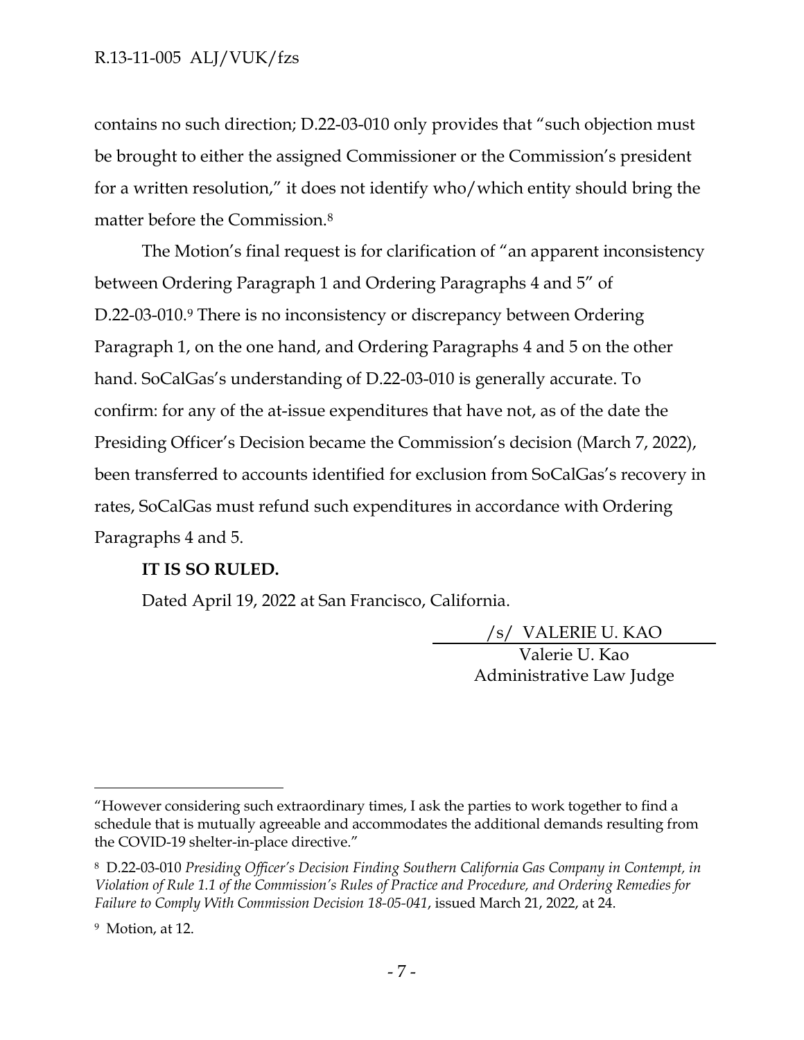contains no such direction; D.22-03-010 only provides that "such objection must be brought to either the assigned Commissioner or the Commission's president for a written resolution," it does not identify who/which entity should bring the matter before the Commission.[8]

The Motion's final request is for clarification of "an apparent inconsistency between Ordering Paragraph 1 and Ordering Paragraphs 4 and 5" of D.22-03-010.[9] There is no inconsistency or discrepancy between Ordering Paragraph 1, on the one hand, and Ordering Paragraphs 4 and 5 on the other hand. SoCalGas's understanding of D.22-03-010 is generally accurate. To confirm: for any of the at-issue expenditures that have not, as of the date the Presiding Officer's Decision became the Commission's decision (March 7, 2022), been transferred to accounts identified for exclusion from SoCalGas's recovery in rates, SoCalGas must refund such expenditures in accordance with Ordering Paragraphs 4 and 5.

**IT IS SO RULED.**

Dated April 19, 2022 at San Francisco, California.

/s/ VALERIE U. KAO
Valerie U. Kao
Administrative Law Judge

---

"However considering such extraordinary times, I ask the parties to work together to find a schedule that is mutually agreeable and accommodates the additional demands resulting from the COVID-19 shelter-in-place directive."

[8] D.22-03-010 *Presiding Officer's Decision Finding Southern California Gas Company in Contempt, in Violation of Rule 1.1 of the Commission's Rules of Practice and Procedure, and Ordering Remedies for Failure to Comply With Commission Decision 18-05-041*, issued March 21, 2022, at 24.

[9] Motion, at 12.